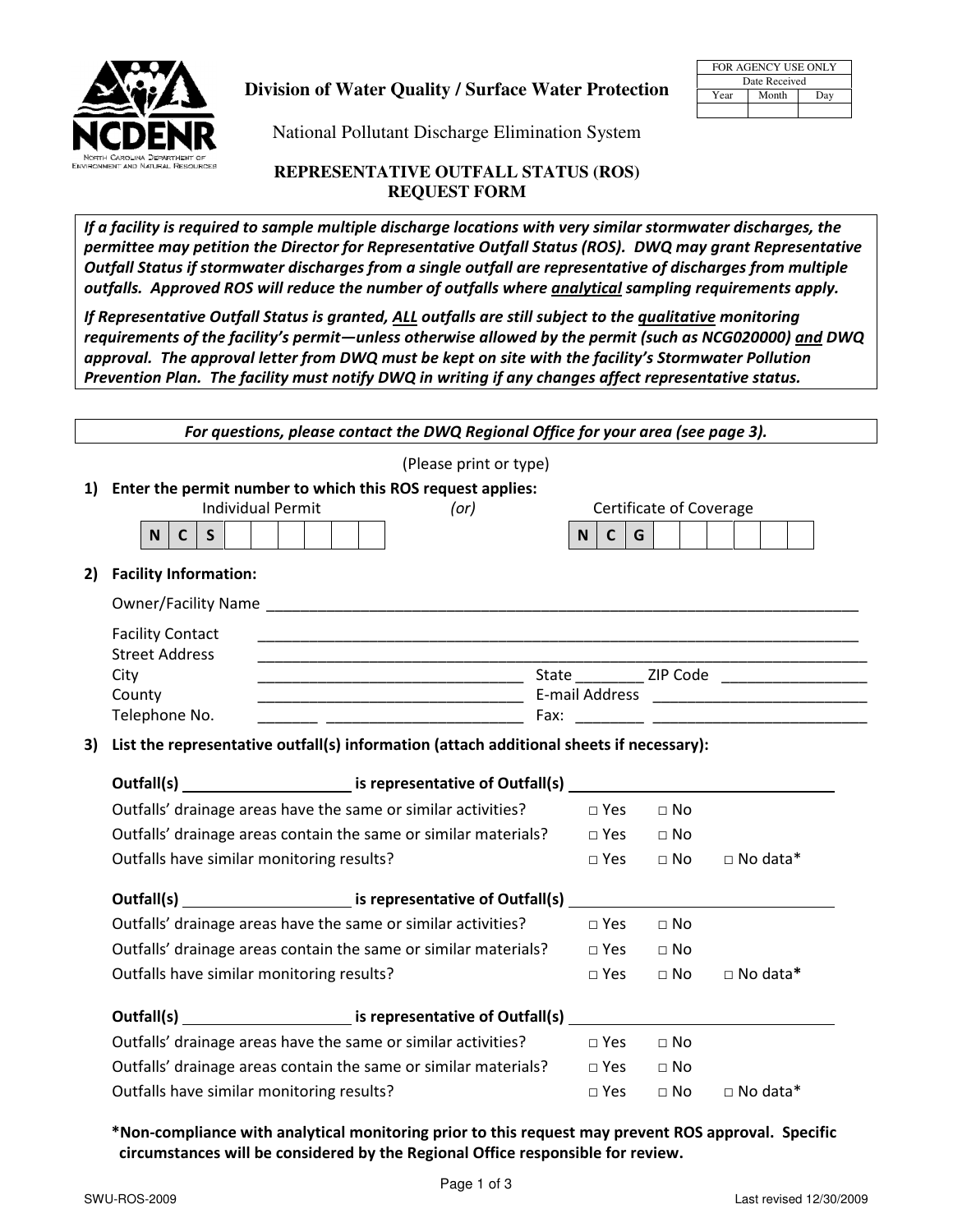**Division of Water Quality / Surface Water Protection**

National Pollutant Discharge Elimination System

| FOR AGENCY USE ONLY | | |
| --- | --- | --- |
| Date Received | | |
| Year | Month | Day |
| | | |

# REPRESENTATIVE OUTFALL STATUS (ROS) REQUEST FORM

***If a facility is required to sample multiple discharge locations with very similar stormwater discharges, the permittee may petition the Director for Representative Outfall Status (ROS). DWQ may grant Representative Outfall Status if stormwater discharges from a single outfall are representative of discharges from multiple outfalls. Approved ROS will reduce the number of outfalls where analytical sampling requirements apply.***

***If Representative Outfall Status is granted, ALL outfalls are still subject to the qualitative monitoring requirements of the facility's permit—unless otherwise allowed by the permit (such as NCG020000) and DWQ approval. The approval letter from DWQ must be kept on site with the facility's Stormwater Pollution Prevention Plan. The facility must notify DWQ in writing if any changes affect representative status.***

***For questions, please contact the DWQ Regional Office for your area (see page 3).***

(Please print or type)

**1) Enter the permit number to which this ROS request applies:**

Individual Permit: N C S _ _ _ _ _ _ *(or)* Certificate of Coverage: N C G _ _ _ _ _ _

**2) Facility Information:**

Owner/Facility Name ____________________

Facility Contact ____________________

Street Address ____________________

City ____________________ State ________ ZIP Code ____________

County ____________________ E-mail Address ____________________

Telephone No. _______ ____________ Fax: ________ ____________

**3) List the representative outfall(s) information (attach additional sheets if necessary):**

**Outfall(s)** ____________ **is representative of Outfall(s)** ____________

Outfalls' drainage areas have the same or similar activities? □ Yes □ No

Outfalls' drainage areas contain the same or similar materials? □ Yes □ No

Outfalls have similar monitoring results? □ Yes □ No □ No data*

**Outfall(s)** ____________ **is representative of Outfall(s)** ____________

Outfalls' drainage areas have the same or similar activities? □ Yes □ No

Outfalls' drainage areas contain the same or similar materials? □ Yes □ No

Outfalls have similar monitoring results? □ Yes □ No □ No data*

**Outfall(s)** ____________ **is representative of Outfall(s)** ____________

Outfalls' drainage areas have the same or similar activities? □ Yes □ No

Outfalls' drainage areas contain the same or similar materials? □ Yes □ No

Outfalls have similar monitoring results? □ Yes □ No □ No data*

**\*Non-compliance with analytical monitoring prior to this request may prevent ROS approval. Specific circumstances will be considered by the Regional Office responsible for review.**

SWU-ROS-2009 Last revised 12/30/2009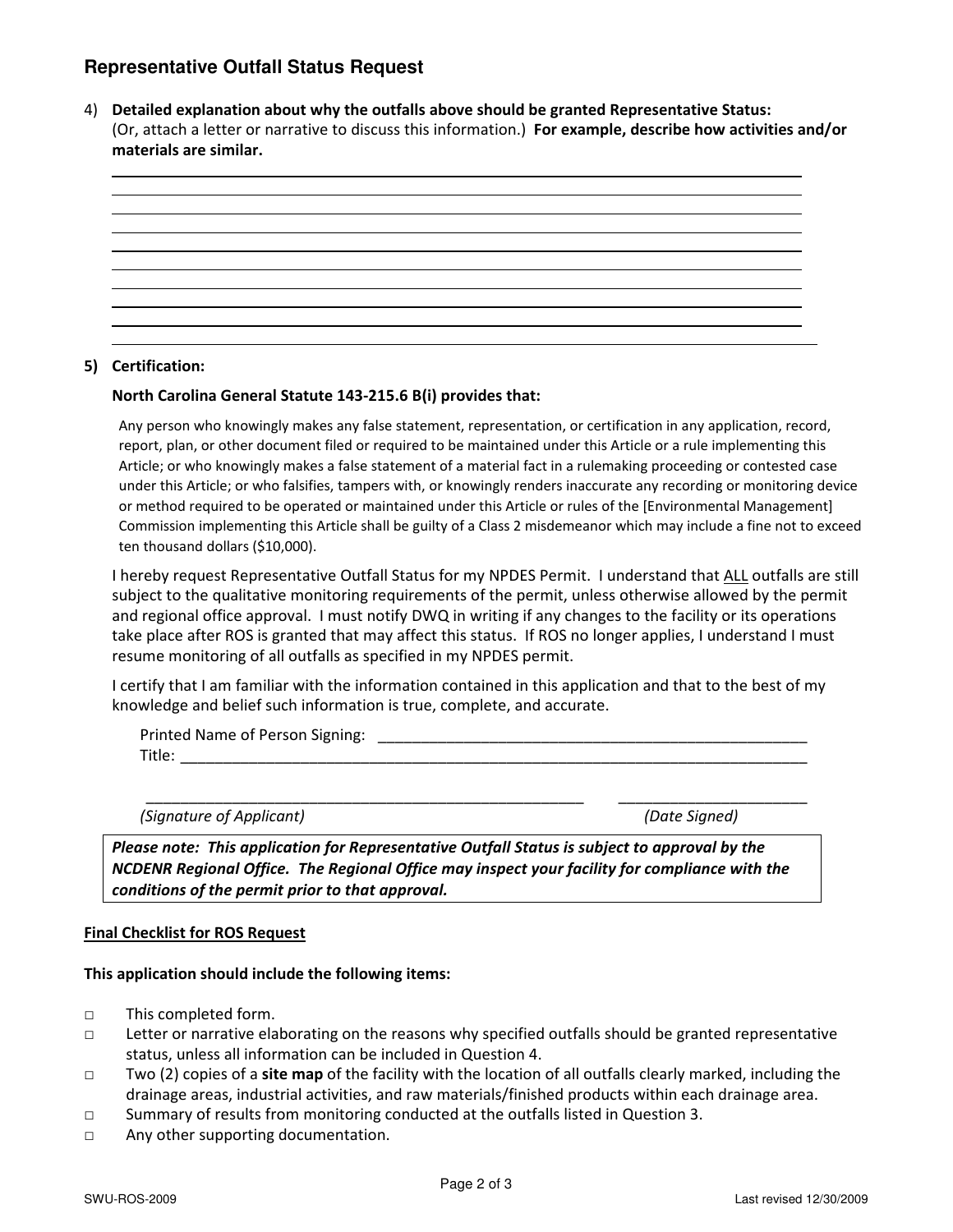## Representative Outfall Status Request

4) **Detailed explanation about why the outfalls above should be granted Representative Status:**
(Or, attach a letter or narrative to discuss this information.) **For example, describe how activities and/or materials are similar.**

______________________________________________________________________
______________________________________________________________________
______________________________________________________________________
______________________________________________________________________
______________________________________________________________________
______________________________________________________________________
______________________________________________________________________
______________________________________________________________________
______________________________________________________________________

**5) Certification:**

**North Carolina General Statute 143-215.6 B(i) provides that:**

Any person who knowingly makes any false statement, representation, or certification in any application, record, report, plan, or other document filed or required to be maintained under this Article or a rule implementing this Article; or who knowingly makes a false statement of a material fact in a rulemaking proceeding or contested case under this Article; or who falsifies, tampers with, or knowingly renders inaccurate any recording or monitoring device or method required to be operated or maintained under this Article or rules of the [Environmental Management] Commission implementing this Article shall be guilty of a Class 2 misdemeanor which may include a fine not to exceed ten thousand dollars ($10,000).

I hereby request Representative Outfall Status for my NPDES Permit. I understand that ALL outfalls are still subject to the qualitative monitoring requirements of the permit, unless otherwise allowed by the permit and regional office approval. I must notify DWQ in writing if any changes to the facility or its operations take place after ROS is granted that may affect this status. If ROS no longer applies, I understand I must resume monitoring of all outfalls as specified in my NPDES permit.

I certify that I am familiar with the information contained in this application and that to the best of my knowledge and belief such information is true, complete, and accurate.

Printed Name of Person Signing: ____________________________________________

Title: ____________________________________________________________

____________________________________________ ____________________

*(Signature of Applicant)* *(Date Signed)*

***Please note: This application for Representative Outfall Status is subject to approval by the NCDENR Regional Office. The Regional Office may inspect your facility for compliance with the conditions of the permit prior to that approval.***

**Final Checklist for ROS Request**

**This application should include the following items:**

- □ This completed form.
- □ Letter or narrative elaborating on the reasons why specified outfalls should be granted representative status, unless all information can be included in Question 4.
- □ Two (2) copies of a **site map** of the facility with the location of all outfalls clearly marked, including the drainage areas, industrial activities, and raw materials/finished products within each drainage area.
- □ Summary of results from monitoring conducted at the outfalls listed in Question 3.
- □ Any other supporting documentation.

SWU-ROS-2009 Last revised 12/30/2009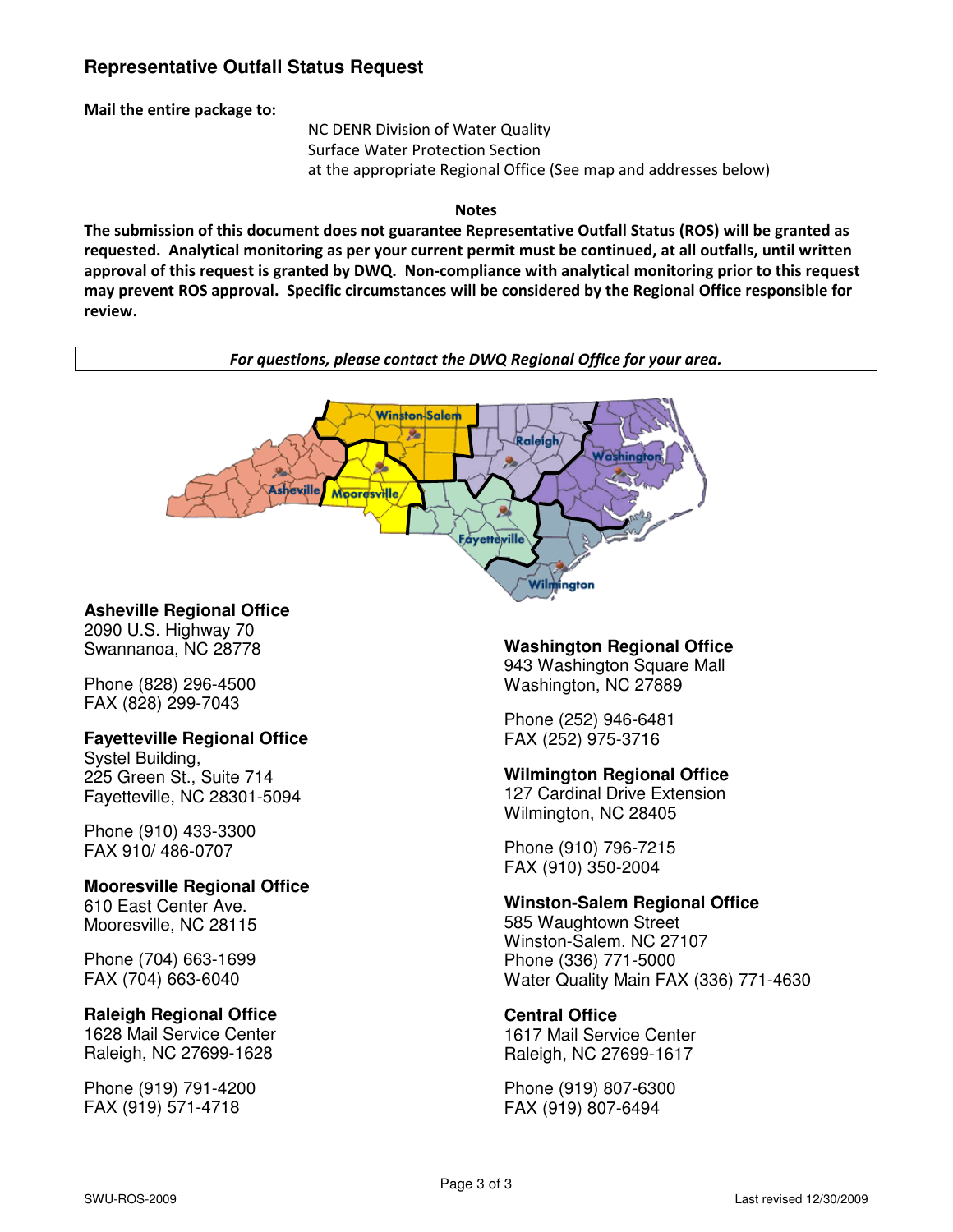## Representative Outfall Status Request

**Mail the entire package to:**

NC DENR Division of Water Quality
Surface Water Protection Section
at the appropriate Regional Office (See map and addresses below)

**Notes**

**The submission of this document does not guarantee Representative Outfall Status (ROS) will be granted as requested. Analytical monitoring as per your current permit must be continued, at all outfalls, until written approval of this request is granted by DWQ. Non-compliance with analytical monitoring prior to this request may prevent ROS approval. Specific circumstances will be considered by the Regional Office responsible for review.**

***For questions, please contact the DWQ Regional Office for your area.***

Winston-Salem
Raleigh
Washington
Asheville
Mooresville
Fayetteville
Wilmington

**Asheville Regional Office**
2090 U.S. Highway 70
Swannanoa, NC 28778

Phone (828) 296-4500
FAX (828) 299-7043

**Fayetteville Regional Office**
Systel Building,
225 Green St., Suite 714
Fayetteville, NC 28301-5094

Phone (910) 433-3300
FAX 910/ 486-0707

**Mooresville Regional Office**
610 East Center Ave.
Mooresville, NC 28115

Phone (704) 663-1699
FAX (704) 663-6040

**Raleigh Regional Office**
1628 Mail Service Center
Raleigh, NC 27699-1628

Phone (919) 791-4200
FAX (919) 571-4718

**Washington Regional Office**
943 Washington Square Mall
Washington, NC 27889

Phone (252) 946-6481
FAX (252) 975-3716

**Wilmington Regional Office**
127 Cardinal Drive Extension
Wilmington, NC 28405

Phone (910) 796-7215
FAX (910) 350-2004

**Winston-Salem Regional Office**
585 Waughtown Street
Winston-Salem, NC 27107
Phone (336) 771-5000
Water Quality Main FAX (336) 771-4630

**Central Office**
1617 Mail Service Center
Raleigh, NC 27699-1617

Phone (919) 807-6300
FAX (919) 807-6494

SWU-ROS-2009 Last revised 12/30/2009